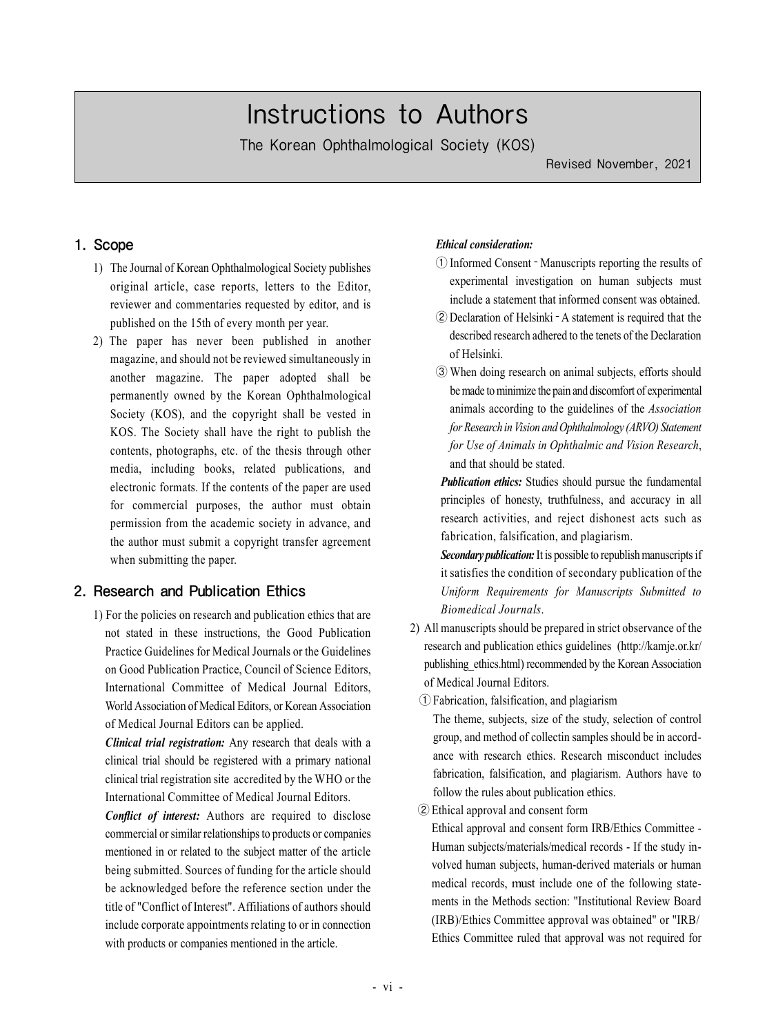# Instructions to Authors

The Korean Ophthalmological Society (KOS)

Revised November, 2021

## 1. Scope

1) The Journal of Korean Ophthalmological Society publishes original article, case reports, letters to the Editor, reviewer and commentaries requested by editor, and is published on the 15th of every month per year.

2) The paper has never been published in another magazine, and should not be reviewed simultaneously in another magazine. The paper adopted shall be permanently owned by the Korean Ophthalmological Society (KOS), and the copyright shall be vested in KOS. The Society shall have the right to publish the contents, photographs, etc. of the thesis through other media, including books, related publications, and electronic formats. If the contents of the paper are used for commercial purposes, the author must obtain permission from the academic society in advance, and the author must submit a copyright transfer agreement when submitting the paper.

## 2. Research and Publication Ethics

1) For the policies on research and publication ethics that are not stated in these instructions, the Good Publication Practice Guidelines for Medical Journals or the Guidelines on Good Publication Practice, Council of Science Editors, International Committee of Medical Journal Editors, World Association of Medical Editors, or Korean Association of Medical Journal Editors can be applied.

***Clinical trial registration:*** Any research that deals with a clinical trial should be registered with a primary national clinical trial registration site accredited by the WHO or the International Committee of Medical Journal Editors.

***Conflict of interest:*** Authors are required to disclose commercial or similar relationships to products or companies mentioned in or related to the subject matter of the article being submitted. Sources of funding for the article should be acknowledged before the reference section under the title of "Conflict of Interest". Affiliations of authors should include corporate appointments relating to or in connection with products or companies mentioned in the article.

***Ethical consideration:***

① Informed Consent - Manuscripts reporting the results of experimental investigation on human subjects must include a statement that informed consent was obtained.

② Declaration of Helsinki - A statement is required that the described research adhered to the tenets of the Declaration of Helsinki.

③ When doing research on animal subjects, efforts should be made to minimize the pain and discomfort of experimental animals according to the guidelines of the *Association for Research in Vision and Ophthalmology (ARVO) Statement for Use of Animals in Ophthalmic and Vision Research*, and that should be stated.

***Publication ethics:*** Studies should pursue the fundamental principles of honesty, truthfulness, and accuracy in all research activities, and reject dishonest acts such as fabrication, falsification, and plagiarism.

***Secondary publication:*** It is possible to republish manuscripts if it satisfies the condition of secondary publication of the *Uniform Requirements for Manuscripts Submitted to Biomedical Journals*.

2) All manuscripts should be prepared in strict observance of the research and publication ethics guidelines (http://kamje.or.kr/publishing_ethics.html) recommended by the Korean Association of Medical Journal Editors.

① Fabrication, falsification, and plagiarism

The theme, subjects, size of the study, selection of control group, and method of collectin samples should be in accordance with research ethics. Research misconduct includes fabrication, falsification, and plagiarism. Authors have to follow the rules about publication ethics.

② Ethical approval and consent form

Ethical approval and consent form IRB/Ethics Committee - Human subjects/materials/medical records - If the study involved human subjects, human-derived materials or human medical records, must include one of the following statements in the Methods section: "Institutional Review Board (IRB)/Ethics Committee approval was obtained" or "IRB/Ethics Committee ruled that approval was not required for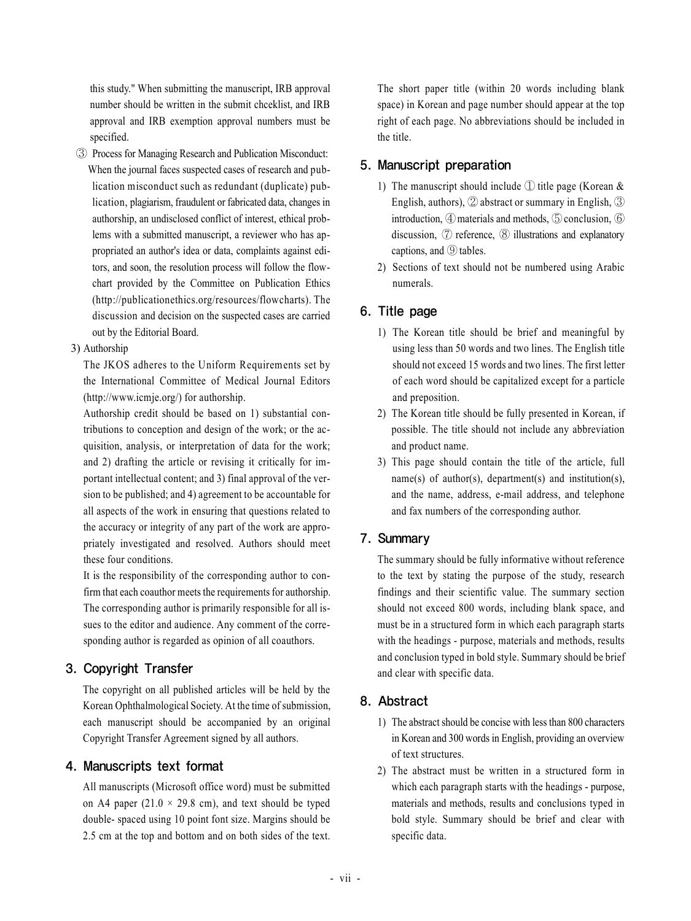this study." When submitting the manuscript, IRB approval number should be written in the submit chceklist, and IRB approval and IRB exemption approval numbers must be specified.

③ Process for Managing Research and Publication Misconduct: When the journal faces suspected cases of research and publication misconduct such as redundant (duplicate) publication, plagiarism, fraudulent or fabricated data, changes in authorship, an undisclosed conflict of interest, ethical problems with a submitted manuscript, a reviewer who has appropriated an author's idea or data, complaints against editors, and soon, the resolution process will follow the flowchart provided by the Committee on Publication Ethics (http://publicationethics.org/resources/flowcharts). The discussion and decision on the suspected cases are carried out by the Editorial Board.

3) Authorship

The JKOS adheres to the Uniform Requirements set by the International Committee of Medical Journal Editors (http://www.icmje.org/) for authorship.

Authorship credit should be based on 1) substantial contributions to conception and design of the work; or the acquisition, analysis, or interpretation of data for the work; and 2) drafting the article or revising it critically for important intellectual content; and 3) final approval of the version to be published; and 4) agreement to be accountable for all aspects of the work in ensuring that questions related to the accuracy or integrity of any part of the work are appropriately investigated and resolved. Authors should meet these four conditions.

It is the responsibility of the corresponding author to confirm that each coauthor meets the requirements for authorship. The corresponding author is primarily responsible for all issues to the editor and audience. Any comment of the corresponding author is regarded as opinion of all coauthors.

## 3. Copyright Transfer

The copyright on all published articles will be held by the Korean Ophthalmological Society. At the time of submission, each manuscript should be accompanied by an original Copyright Transfer Agreement signed by all authors.

## 4. Manuscripts text format

All manuscripts (Microsoft office word) must be submitted on A4 paper ($21.0 \times 29.8$ cm), and text should be typed double- spaced using 10 point font size. Margins should be 2.5 cm at the top and bottom and on both sides of the text. The short paper title (within 20 words including blank space) in Korean and page number should appear at the top right of each page. No abbreviations should be included in the title.

## 5. Manuscript preparation

1) The manuscript should include ① title page (Korean & English, authors), ② abstract or summary in English, ③ introduction, ④ materials and methods, ⑤ conclusion, ⑥ discussion, ⑦ reference, ⑧ illustrations and explanatory captions, and ⑨ tables.
2) Sections of text should not be numbered using Arabic numerals.

## 6. Title page

1) The Korean title should be brief and meaningful by using less than 50 words and two lines. The English title should not exceed 15 words and two lines. The first letter of each word should be capitalized except for a particle and preposition.
2) The Korean title should be fully presented in Korean, if possible. The title should not include any abbreviation and product name.
3) This page should contain the title of the article, full name(s) of author(s), department(s) and institution(s), and the name, address, e-mail address, and telephone and fax numbers of the corresponding author.

## 7. Summary

The summary should be fully informative without reference to the text by stating the purpose of the study, research findings and their scientific value. The summary section should not exceed 800 words, including blank space, and must be in a structured form in which each paragraph starts with the headings - purpose, materials and methods, results and conclusion typed in bold style. Summary should be brief and clear with specific data.

## 8. Abstract

1) The abstract should be concise with less than 800 characters in Korean and 300 words in English, providing an overview of text structures.
2) The abstract must be written in a structured form in which each paragraph starts with the headings - purpose, materials and methods, results and conclusions typed in bold style. Summary should be brief and clear with specific data.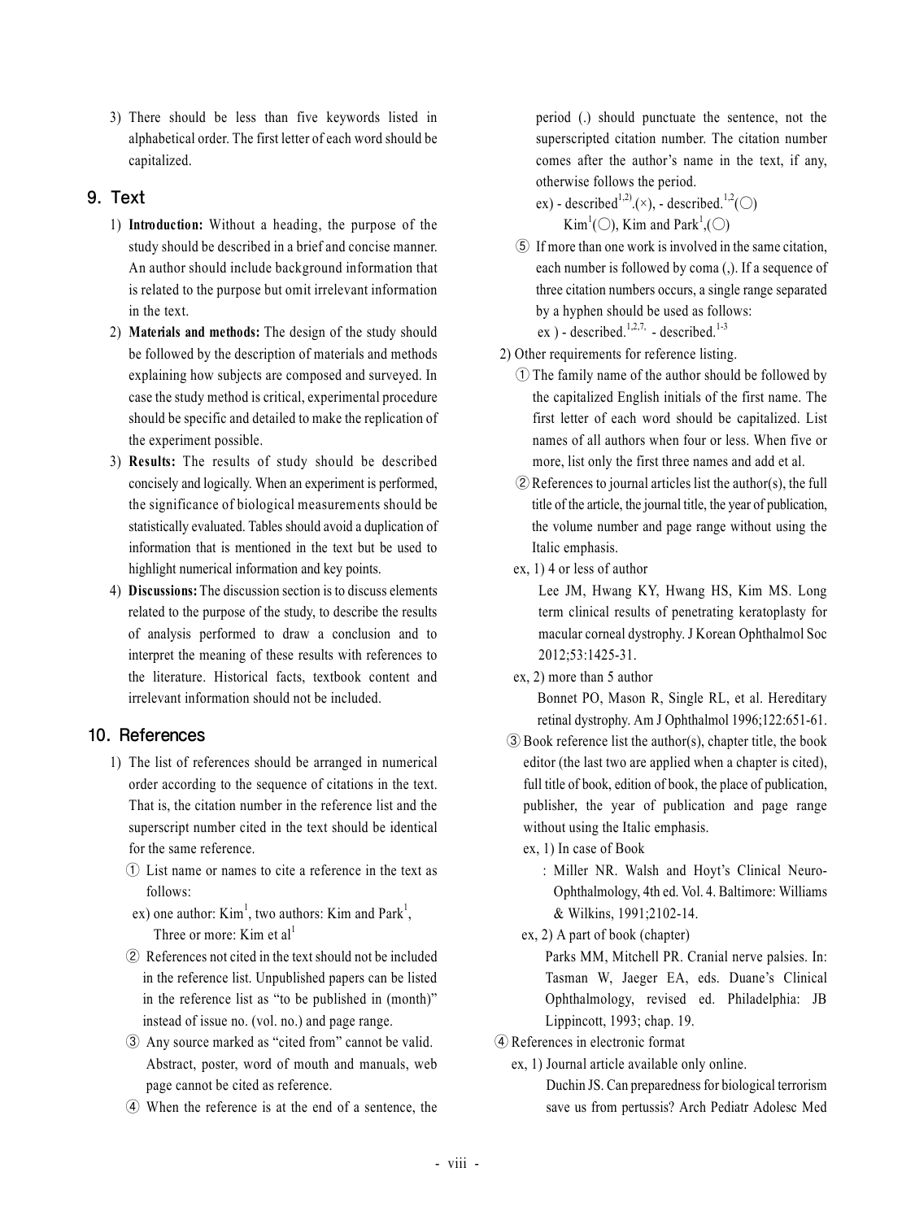3) There should be less than five keywords listed in alphabetical order. The first letter of each word should be capitalized.

## 9. Text

1) **Introduction:** Without a heading, the purpose of the study should be described in a brief and concise manner. An author should include background information that is related to the purpose but omit irrelevant information in the text.
2) **Materials and methods:** The design of the study should be followed by the description of materials and methods explaining how subjects are composed and surveyed. In case the study method is critical, experimental procedure should be specific and detailed to make the replication of the experiment possible.
3) **Results:** The results of study should be described concisely and logically. When an experiment is performed, the significance of biological measurements should be statistically evaluated. Tables should avoid a duplication of information that is mentioned in the text but be used to highlight numerical information and key points.
4) **Discussions:** The discussion section is to discuss elements related to the purpose of the study, to describe the results of analysis performed to draw a conclusion and to interpret the meaning of these results with references to the literature. Historical facts, textbook content and irrelevant information should not be included.

## 10. References

1) The list of references should be arranged in numerical order according to the sequence of citations in the text. That is, the citation number in the reference list and the superscript number cited in the text should be identical for the same reference.
   ① List name or names to cite a reference in the text as follows:
   ex) one author: Kim[1], two authors: Kim and Park[1], Three or more: Kim et al[1]
   ② References not cited in the text should not be included in the reference list. Unpublished papers can be listed in the reference list as "to be published in (month)" instead of issue no. (vol. no.) and page range.
   ③ Any source marked as "cited from" cannot be valid. Abstract, poster, word of mouth and manuals, web page cannot be cited as reference.
   ④ When the reference is at the end of a sentence, the period (.) should punctuate the sentence, not the superscripted citation number. The citation number comes after the author's name in the text, if any, otherwise follows the period.
   ex) - described[1,2).](×), - described.[1,2](○)
   Kim[1](○), Kim and Park[1],(○)
   ⑤ If more than one work is involved in the same citation, each number is followed by coma (,). If a sequence of three citation numbers occurs, a single range separated by a hyphen should be used as follows:
   ex ) - described.[1,2,7,] - described.[1-3]
2) Other requirements for reference listing.
   ① The family name of the author should be followed by the capitalized English initials of the first name. The first letter of each word should be capitalized. List names of all authors when four or less. When five or more, list only the first three names and add et al.
   ② References to journal articles list the author(s), the full title of the article, the journal title, the year of publication, the volume number and page range without using the Italic emphasis.
   ex, 1) 4 or less of author
   Lee JM, Hwang KY, Hwang HS, Kim MS. Long term clinical results of penetrating keratoplasty for macular corneal dystrophy. J Korean Ophthalmol Soc 2012;53:1425-31.
   ex, 2) more than 5 author
   Bonnet PO, Mason R, Single RL, et al. Hereditary retinal dystrophy. Am J Ophthalmol 1996;122:651-61.
   ③ Book reference list the author(s), chapter title, the book editor (the last two are applied when a chapter is cited), full title of book, edition of book, the place of publication, publisher, the year of publication and page range without using the Italic emphasis.
   ex, 1) In case of Book
   : Miller NR. Walsh and Hoyt's Clinical Neuro-Ophthalmology, 4th ed. Vol. 4. Baltimore: Williams & Wilkins, 1991;2102-14.
   ex, 2) A part of book (chapter)
   Parks MM, Mitchell PR. Cranial nerve palsies. In: Tasman W, Jaeger EA, eds. Duane's Clinical Ophthalmology, revised ed. Philadelphia: JB Lippincott, 1993; chap. 19.
   ④ References in electronic format
   ex, 1) Journal article available only online.
   Duchin JS. Can preparedness for biological terrorism save us from pertussis? Arch Pediatr Adolesc Med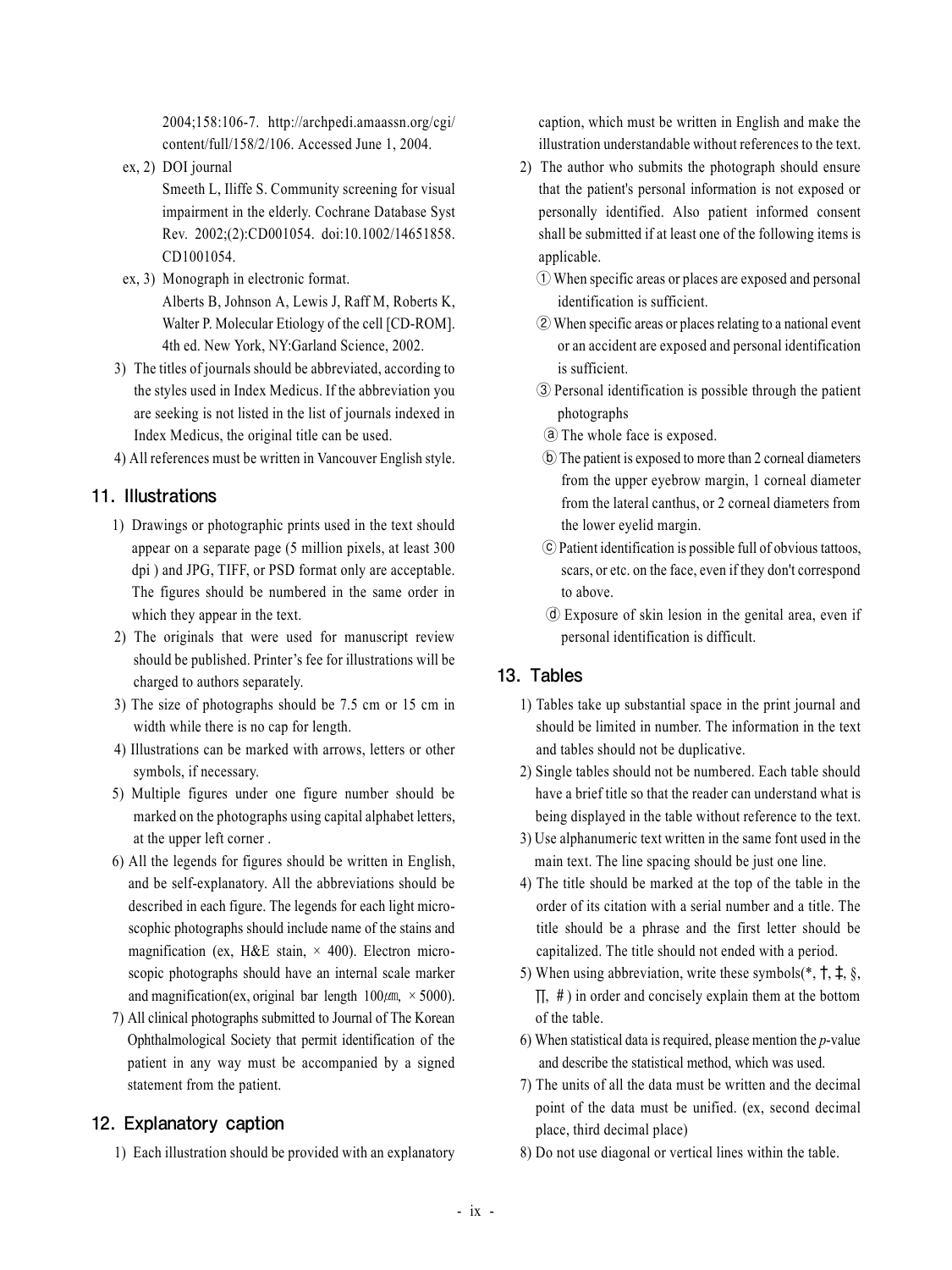2004;158:106-7. http://archpedi.amaassn.org/cgi/content/full/158/2/106. Accessed June 1, 2004.

ex, 2) DOI journal
Smeeth L, Iliffe S. Community screening for visual impairment in the elderly. Cochrane Database Syst Rev. 2002;(2):CD001054. doi:10.1002/14651858.CD1001054.

ex, 3) Monograph in electronic format.
Alberts B, Johnson A, Lewis J, Raff M, Roberts K, Walter P. Molecular Etiology of the cell [CD-ROM]. 4th ed. New York, NY:Garland Science, 2002.

3) The titles of journals should be abbreviated, according to the styles used in Index Medicus. If the abbreviation you are seeking is not listed in the list of journals indexed in Index Medicus, the original title can be used.

4) All references must be written in Vancouver English style.

## 11. Illustrations

1) Drawings or photographic prints used in the text should appear on a separate page (5 million pixels, at least 300 dpi ) and JPG, TIFF, or PSD format only are acceptable. The figures should be numbered in the same order in which they appear in the text.

2) The originals that were used for manuscript review should be published. Printer's fee for illustrations will be charged to authors separately.

3) The size of photographs should be 7.5 cm or 15 cm in width while there is no cap for length.

4) Illustrations can be marked with arrows, letters or other symbols, if necessary.

5) Multiple figures under one figure number should be marked on the photographs using capital alphabet letters, at the upper left corner .

6) All the legends for figures should be written in English, and be self-explanatory. All the abbreviations should be described in each figure. The legends for each light microscophic photographs should include name of the stains and magnification (ex, H&E stain, × 400). Electron microscopic photographs should have an internal scale marker and magnification(ex, original bar length 100㎛, × 5000).

7) All clinical photographs submitted to Journal of The Korean Ophthalmological Society that permit identification of the patient in any way must be accompanied by a signed statement from the patient.

## 12. Explanatory caption

1) Each illustration should be provided with an explanatory caption, which must be written in English and make the illustration understandable without references to the text.

2) The author who submits the photograph should ensure that the patient's personal information is not exposed or personally identified. Also patient informed consent shall be submitted if at least one of the following items is applicable.

① When specific areas or places are exposed and personal identification is sufficient.

② When specific areas or places relating to a national event or an accident are exposed and personal identification is sufficient.

③ Personal identification is possible through the patient photographs

ⓐ The whole face is exposed.

ⓑ The patient is exposed to more than 2 corneal diameters from the upper eyebrow margin, 1 corneal diameter from the lateral canthus, or 2 corneal diameters from the lower eyelid margin.

ⓒ Patient identification is possible full of obvious tattoos, scars, or etc. on the face, even if they don't correspond to above.

ⓓ Exposure of skin lesion in the genital area, even if personal identification is difficult.

## 13. Tables

1) Tables take up substantial space in the print journal and should be limited in number. The information in the text and tables should not be duplicative.

2) Single tables should not be numbered. Each table should have a brief title so that the reader can understand what is being displayed in the table without reference to the text.

3) Use alphanumeric text written in the same font used in the main text. The line spacing should be just one line.

4) The title should be marked at the top of the table in the order of its citation with a serial number and a title. The title should be a phrase and the first letter should be capitalized. The title should not ended with a period.

5) When using abbreviation, write these symbols(*, †, ‡, §, ∏, # ) in order and concisely explain them at the bottom of the table.

6) When statistical data is required, please mention the *p*-value and describe the statistical method, which was used.

7) The units of all the data must be written and the decimal point of the data must be unified. (ex, second decimal place, third decimal place)

8) Do not use diagonal or vertical lines within the table.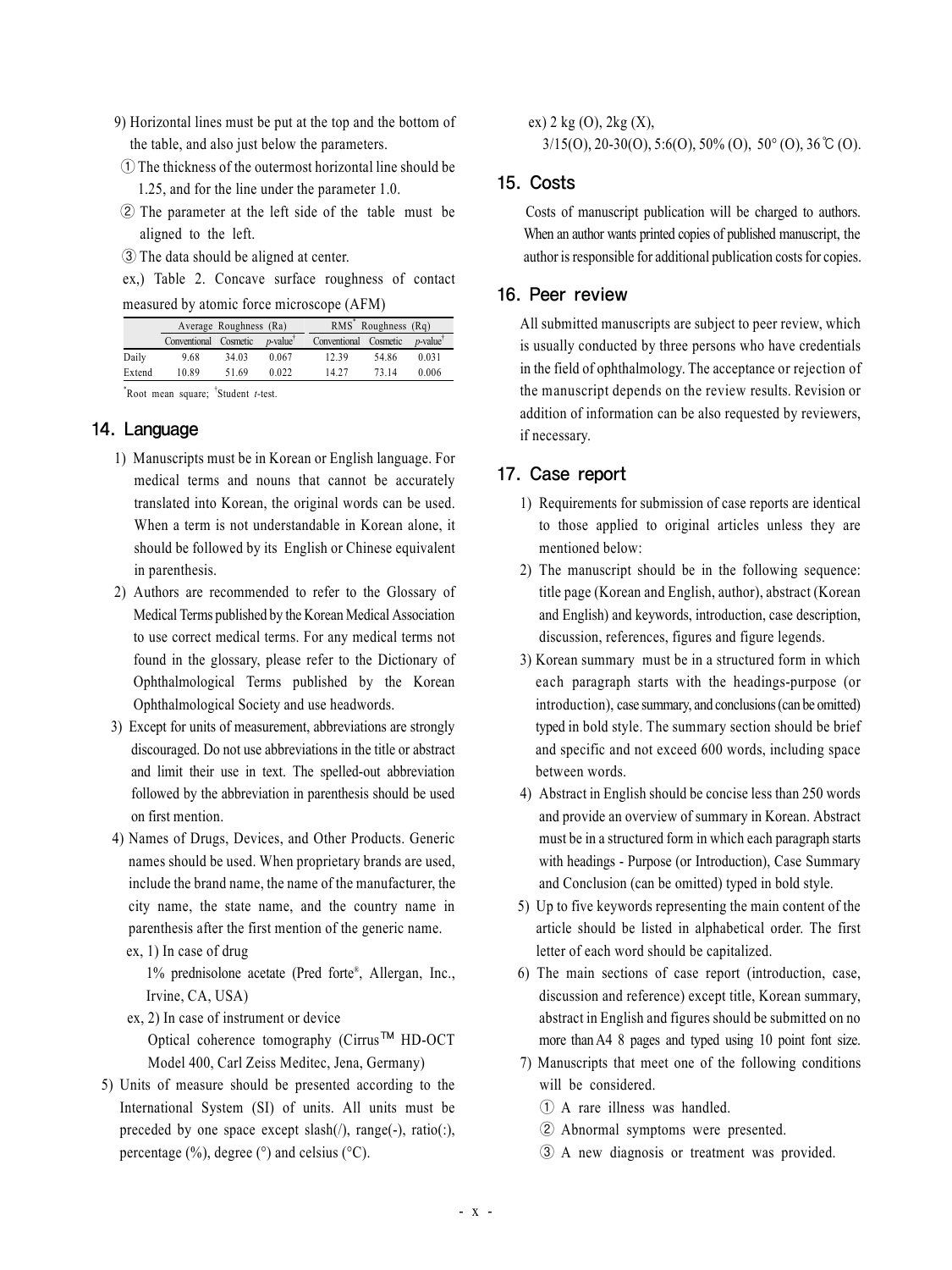9) Horizontal lines must be put at the top and the bottom of the table, and also just below the parameters.

① The thickness of the outermost horizontal line should be 1.25, and for the line under the parameter 1.0.

② The parameter at the left side of the table must be aligned to the left.

③ The data should be aligned at center.

ex,) Table 2. Concave surface roughness of contact measured by atomic force microscope (AFM)

| | Average Roughness (Ra) | | | RMS* Roughness (Rq) | | |
|---|---|---|---|---|---|---|
| | Conventional | Cosmetic | *p*-value† | Conventional | Cosmetic | *p*-value† |
| Daily | 9.68 | 34.03 | 0.067 | 12.39 | 54.86 | 0.031 |
| Extend | 10.89 | 51.69 | 0.022 | 14.27 | 73.14 | 0.006 |

*Root mean square; †Student *t*-test.

## 14. Language

1) Manuscripts must be in Korean or English language. For medical terms and nouns that cannot be accurately translated into Korean, the original words can be used. When a term is not understandable in Korean alone, it should be followed by its English or Chinese equivalent in parenthesis.

2) Authors are recommended to refer to the Glossary of Medical Terms published by the Korean Medical Association to use correct medical terms. For any medical terms not found in the glossary, please refer to the Dictionary of Ophthalmological Terms published by the Korean Ophthalmological Society and use headwords.

3) Except for units of measurement, abbreviations are strongly discouraged. Do not use abbreviations in the title or abstract and limit their use in text. The spelled-out abbreviation followed by the abbreviation in parenthesis should be used on first mention.

4) Names of Drugs, Devices, and Other Products. Generic names should be used. When proprietary brands are used, include the brand name, the name of the manufacturer, the city name, the state name, and the country name in parenthesis after the first mention of the generic name.

ex, 1) In case of drug

1% prednisolone acetate (Pred forte®, Allergan, Inc., Irvine, CA, USA)

ex, 2) In case of instrument or device

Optical coherence tomography (Cirrus™ HD-OCT Model 400, Carl Zeiss Meditec, Jena, Germany)

5) Units of measure should be presented according to the International System (SI) of units. All units must be preceded by one space except slash(/), range(-), ratio(:), percentage (%), degree (°) and celsius (°C).

ex) 2 kg (O), 2kg (X),

3/15(O), 20-30(O), 5:6(O), 50% (O), 50° (O), 36℃ (O).

## 15. Costs

Costs of manuscript publication will be charged to authors. When an author wants printed copies of published manuscript, the author is responsible for additional publication costs for copies.

## 16. Peer review

All submitted manuscripts are subject to peer review, which is usually conducted by three persons who have credentials in the field of ophthalmology. The acceptance or rejection of the manuscript depends on the review results. Revision or addition of information can be also requested by reviewers, if necessary.

## 17. Case report

1) Requirements for submission of case reports are identical to those applied to original articles unless they are mentioned below:

2) The manuscript should be in the following sequence: title page (Korean and English, author), abstract (Korean and English) and keywords, introduction, case description, discussion, references, figures and figure legends.

3) Korean summary must be in a structured form in which each paragraph starts with the headings-purpose (or introduction), case summary, and conclusions (can be omitted) typed in bold style. The summary section should be brief and specific and not exceed 600 words, including space between words.

4) Abstract in English should be concise less than 250 words and provide an overview of summary in Korean. Abstract must be in a structured form in which each paragraph starts with headings - Purpose (or Introduction), Case Summary and Conclusion (can be omitted) typed in bold style.

5) Up to five keywords representing the main content of the article should be listed in alphabetical order. The first letter of each word should be capitalized.

6) The main sections of case report (introduction, case, discussion and reference) except title, Korean summary, abstract in English and figures should be submitted on no more than A4 8 pages and typed using 10 point font size.

7) Manuscripts that meet one of the following conditions will be considered.

① A rare illness was handled.

② Abnormal symptoms were presented.

③ A new diagnosis or treatment was provided.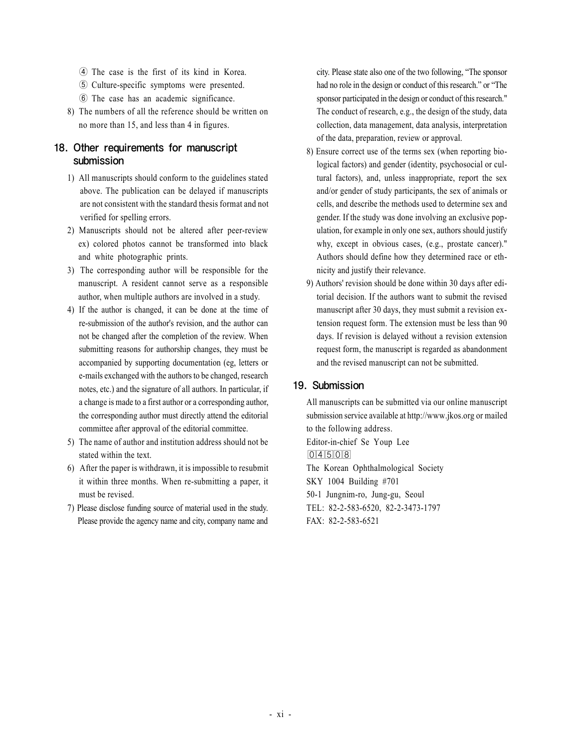④ The case is the first of its kind in Korea.
⑤ Culture-specific symptoms were presented.
⑥ The case has an academic significance.

8) The numbers of all the reference should be written on no more than 15, and less than 4 in figures.

## 18. Other requirements for manuscript submission

1) All manuscripts should conform to the guidelines stated above. The publication can be delayed if manuscripts are not consistent with the standard thesis format and not verified for spelling errors.
2) Manuscripts should not be altered after peer-review ex) colored photos cannot be transformed into black and white photographic prints.
3) The corresponding author will be responsible for the manuscript. A resident cannot serve as a responsible author, when multiple authors are involved in a study.
4) If the author is changed, it can be done at the time of re-submission of the author's revision, and the author can not be changed after the completion of the review. When submitting reasons for authorship changes, they must be accompanied by supporting documentation (eg, letters or e-mails exchanged with the authors to be changed, research notes, etc.) and the signature of all authors. In particular, if a change is made to a first author or a corresponding author, the corresponding author must directly attend the editorial committee after approval of the editorial committee.
5) The name of author and institution address should not be stated within the text.
6) After the paper is withdrawn, it is impossible to resubmit it within three months. When re-submitting a paper, it must be revised.
7) Please disclose funding source of material used in the study. Please provide the agency name and city, company name and city. Please state also one of the two following, "The sponsor had no role in the design or conduct of this research." or "The sponsor participated in the design or conduct of this research." The conduct of research, e.g., the design of the study, data collection, data management, data analysis, interpretation of the data, preparation, review or approval.
8) Ensure correct use of the terms sex (when reporting biological factors) and gender (identity, psychosocial or cultural factors), and, unless inappropriate, report the sex and/or gender of study participants, the sex of animals or cells, and describe the methods used to determine sex and gender. If the study was done involving an exclusive population, for example in only one sex, authors should justify why, except in obvious cases, (e.g., prostate cancer)." Authors should define how they determined race or ethnicity and justify their relevance.
9) Authors' revision should be done within 30 days after editorial decision. If the authors want to submit the revised manuscript after 30 days, they must submit a revision extension request form. The extension must be less than 90 days. If revision is delayed without a revision extension request form, the manuscript is regarded as abandonment and the revised manuscript can not be submitted.

## 19. Submission

All manuscripts can be submitted via our online manuscript submission service available at http://www.jkos.org or mailed to the following address.

Editor-in-chief Se Youp Lee
04508
The Korean Ophthalmological Society
SKY 1004 Building #701
50-1 Jungnim-ro, Jung-gu, Seoul
TEL: 82-2-583-6520, 82-2-3473-1797
FAX: 82-2-583-6521